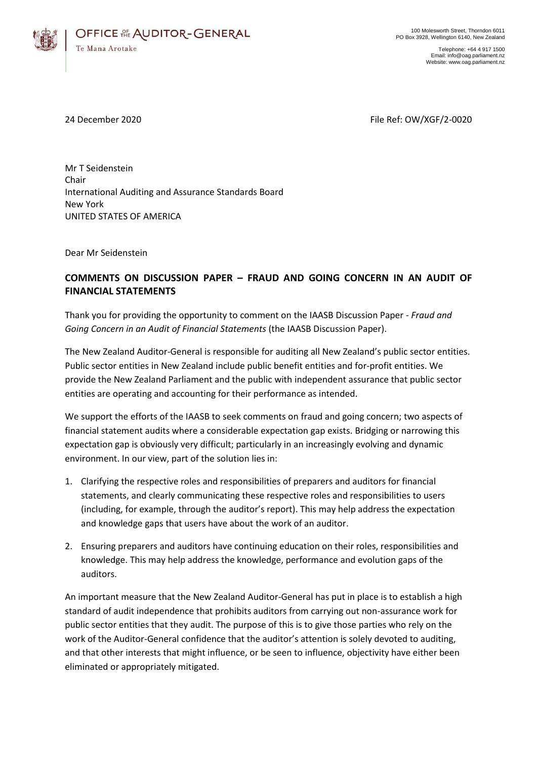OFFICE OF THE AUDITOR-GENERAL

Te Mana Arotake

100 Molesworth Street, Thorndon 6011
PO Box 3928, Wellington 6140, New Zealand

Telephone: +64 4 917 1500
Email: info@oag.parliament.nz
Website: www.oag.parliament.nz

24 December 2020

File Ref: OW/XGF/2-0020

Mr T Seidenstein
Chair
International Auditing and Assurance Standards Board
New York
UNITED STATES OF AMERICA

Dear Mr Seidenstein

**COMMENTS ON DISCUSSION PAPER – FRAUD AND GOING CONCERN IN AN AUDIT OF FINANCIAL STATEMENTS**

Thank you for providing the opportunity to comment on the IAASB Discussion Paper - *Fraud and Going Concern in an Audit of Financial Statements* (the IAASB Discussion Paper).

The New Zealand Auditor-General is responsible for auditing all New Zealand's public sector entities. Public sector entities in New Zealand include public benefit entities and for-profit entities. We provide the New Zealand Parliament and the public with independent assurance that public sector entities are operating and accounting for their performance as intended.

We support the efforts of the IAASB to seek comments on fraud and going concern; two aspects of financial statement audits where a considerable expectation gap exists. Bridging or narrowing this expectation gap is obviously very difficult; particularly in an increasingly evolving and dynamic environment. In our view, part of the solution lies in:

1. Clarifying the respective roles and responsibilities of preparers and auditors for financial statements, and clearly communicating these respective roles and responsibilities to users (including, for example, through the auditor's report). This may help address the expectation and knowledge gaps that users have about the work of an auditor.

2. Ensuring preparers and auditors have continuing education on their roles, responsibilities and knowledge. This may help address the knowledge, performance and evolution gaps of the auditors.

An important measure that the New Zealand Auditor-General has put in place is to establish a high standard of audit independence that prohibits auditors from carrying out non-assurance work for public sector entities that they audit. The purpose of this is to give those parties who rely on the work of the Auditor-General confidence that the auditor's attention is solely devoted to auditing, and that other interests that might influence, or be seen to influence, objectivity have either been eliminated or appropriately mitigated.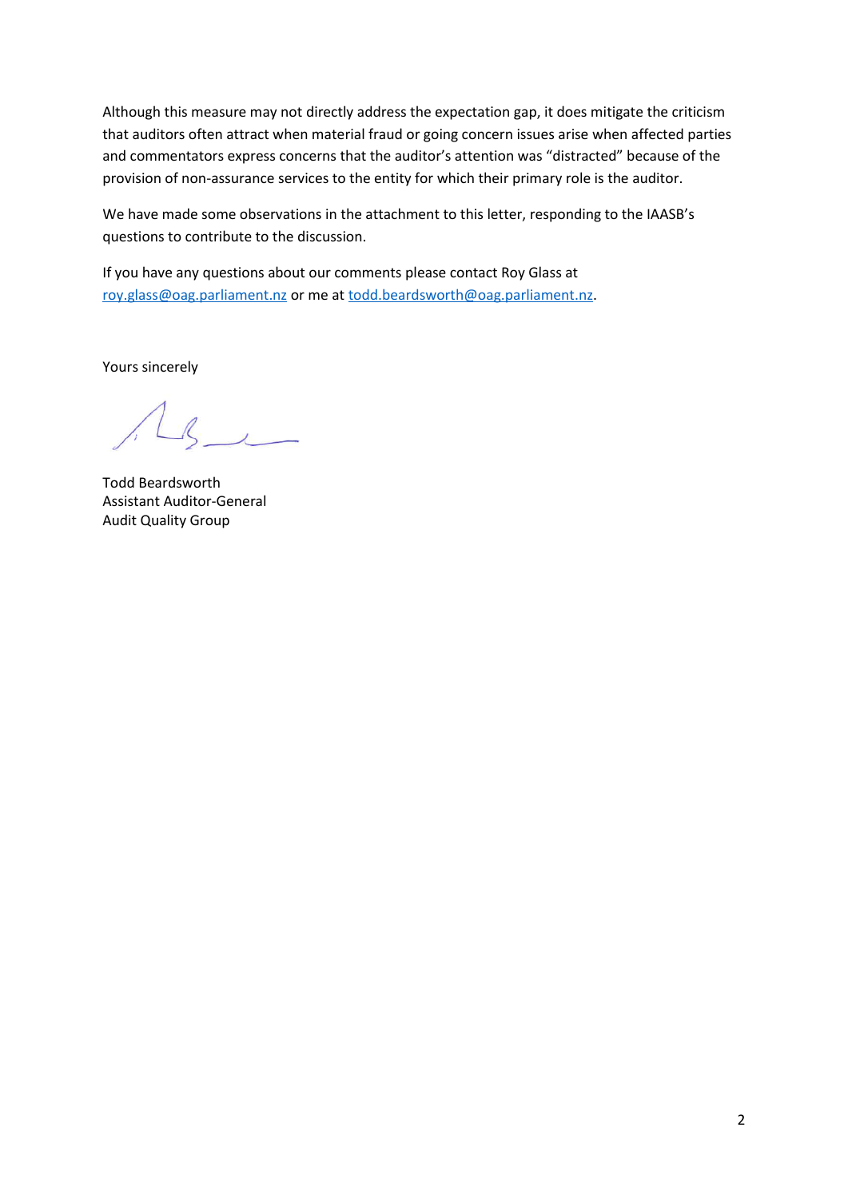Although this measure may not directly address the expectation gap, it does mitigate the criticism that auditors often attract when material fraud or going concern issues arise when affected parties and commentators express concerns that the auditor's attention was "distracted" because of the provision of non-assurance services to the entity for which their primary role is the auditor.

We have made some observations in the attachment to this letter, responding to the IAASB's questions to contribute to the discussion.

If you have any questions about our comments please contact Roy Glass at roy.glass@oag.parliament.nz or me at todd.beardsworth@oag.parliament.nz.

Yours sincerely

Todd Beardsworth
Assistant Auditor-General
Audit Quality Group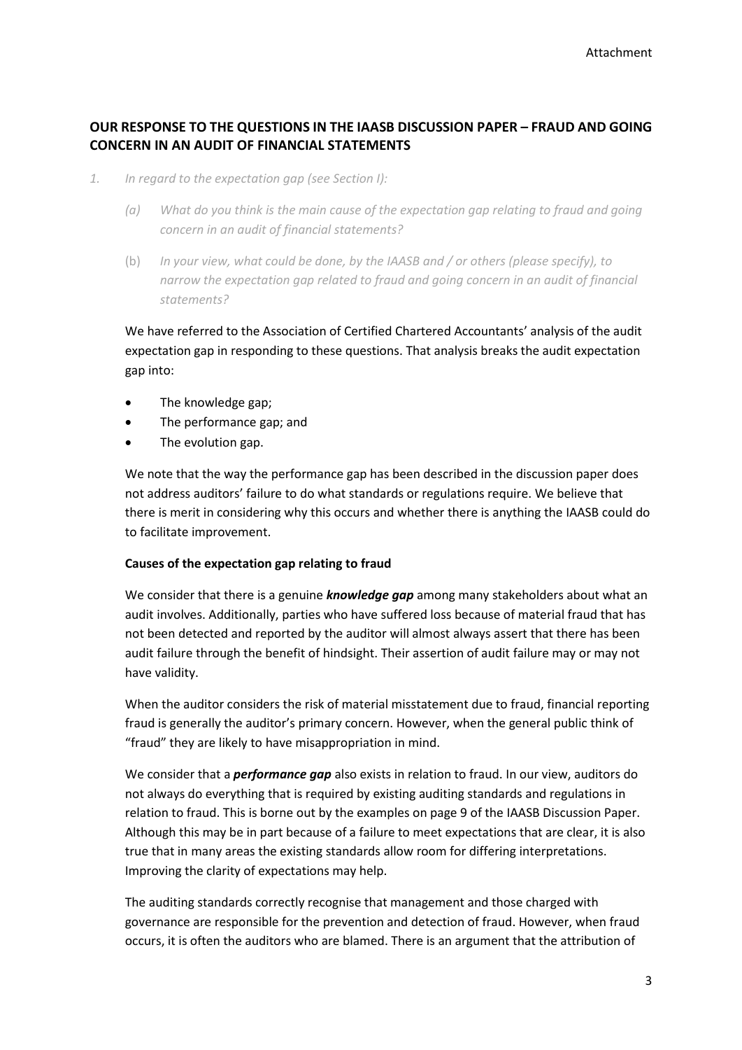Attachment

## OUR RESPONSE TO THE QUESTIONS IN THE IAASB DISCUSSION PAPER – FRAUD AND GOING CONCERN IN AN AUDIT OF FINANCIAL STATEMENTS

1. *In regard to the expectation gap (see Section I):*

   (a) *What do you think is the main cause of the expectation gap relating to fraud and going concern in an audit of financial statements?*

   (b) *In your view, what could be done, by the IAASB and / or others (please specify), to narrow the expectation gap related to fraud and going concern in an audit of financial statements?*

   We have referred to the Association of Certified Chartered Accountants' analysis of the audit expectation gap in responding to these questions. That analysis breaks the audit expectation gap into:

   - The knowledge gap;
   - The performance gap; and
   - The evolution gap.

   We note that the way the performance gap has been described in the discussion paper does not address auditors' failure to do what standards or regulations require. We believe that there is merit in considering why this occurs and whether there is anything the IAASB could do to facilitate improvement.

   **Causes of the expectation gap relating to fraud**

   We consider that there is a genuine ***knowledge gap*** among many stakeholders about what an audit involves. Additionally, parties who have suffered loss because of material fraud that has not been detected and reported by the auditor will almost always assert that there has been audit failure through the benefit of hindsight. Their assertion of audit failure may or may not have validity.

   When the auditor considers the risk of material misstatement due to fraud, financial reporting fraud is generally the auditor's primary concern. However, when the general public think of "fraud" they are likely to have misappropriation in mind.

   We consider that a ***performance gap*** also exists in relation to fraud. In our view, auditors do not always do everything that is required by existing auditing standards and regulations in relation to fraud. This is borne out by the examples on page 9 of the IAASB Discussion Paper. Although this may be in part because of a failure to meet expectations that are clear, it is also true that in many areas the existing standards allow room for differing interpretations. Improving the clarity of expectations may help.

   The auditing standards correctly recognise that management and those charged with governance are responsible for the prevention and detection of fraud. However, when fraud occurs, it is often the auditors who are blamed. There is an argument that the attribution of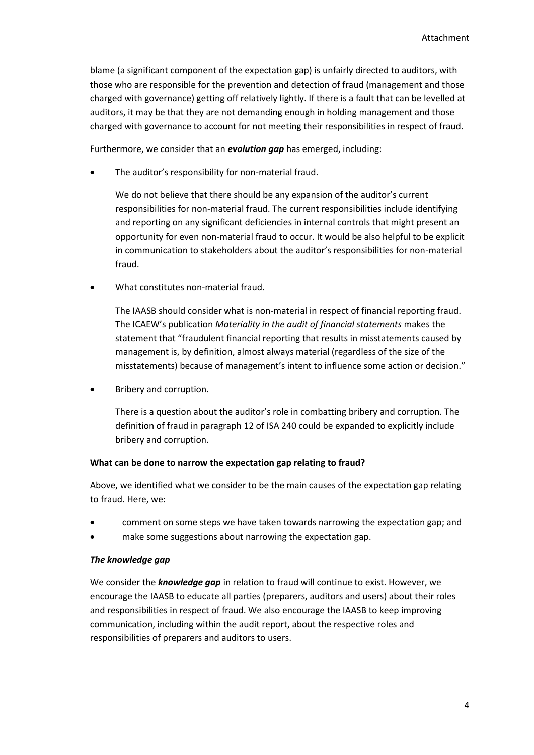blame (a significant component of the expectation gap) is unfairly directed to auditors, with those who are responsible for the prevention and detection of fraud (management and those charged with governance) getting off relatively lightly. If there is a fault that can be levelled at auditors, it may be that they are not demanding enough in holding management and those charged with governance to account for not meeting their responsibilities in respect of fraud.

Furthermore, we consider that an ***evolution gap*** has emerged, including:

- The auditor's responsibility for non-material fraud.

  We do not believe that there should be any expansion of the auditor's current responsibilities for non-material fraud. The current responsibilities include identifying and reporting on any significant deficiencies in internal controls that might present an opportunity for even non-material fraud to occur. It would be also helpful to be explicit in communication to stakeholders about the auditor's responsibilities for non-material fraud.

- What constitutes non-material fraud.

  The IAASB should consider what is non-material in respect of financial reporting fraud. The ICAEW's publication *Materiality in the audit of financial statements* makes the statement that "fraudulent financial reporting that results in misstatements caused by management is, by definition, almost always material (regardless of the size of the misstatements) because of management's intent to influence some action or decision."

- Bribery and corruption.

  There is a question about the auditor's role in combatting bribery and corruption. The definition of fraud in paragraph 12 of ISA 240 could be expanded to explicitly include bribery and corruption.

**What can be done to narrow the expectation gap relating to fraud?**

Above, we identified what we consider to be the main causes of the expectation gap relating to fraud. Here, we:

- comment on some steps we have taken towards narrowing the expectation gap; and
- make some suggestions about narrowing the expectation gap.

***The knowledge gap***

We consider the ***knowledge gap*** in relation to fraud will continue to exist. However, we encourage the IAASB to educate all parties (preparers, auditors and users) about their roles and responsibilities in respect of fraud. We also encourage the IAASB to keep improving communication, including within the audit report, about the respective roles and responsibilities of preparers and auditors to users.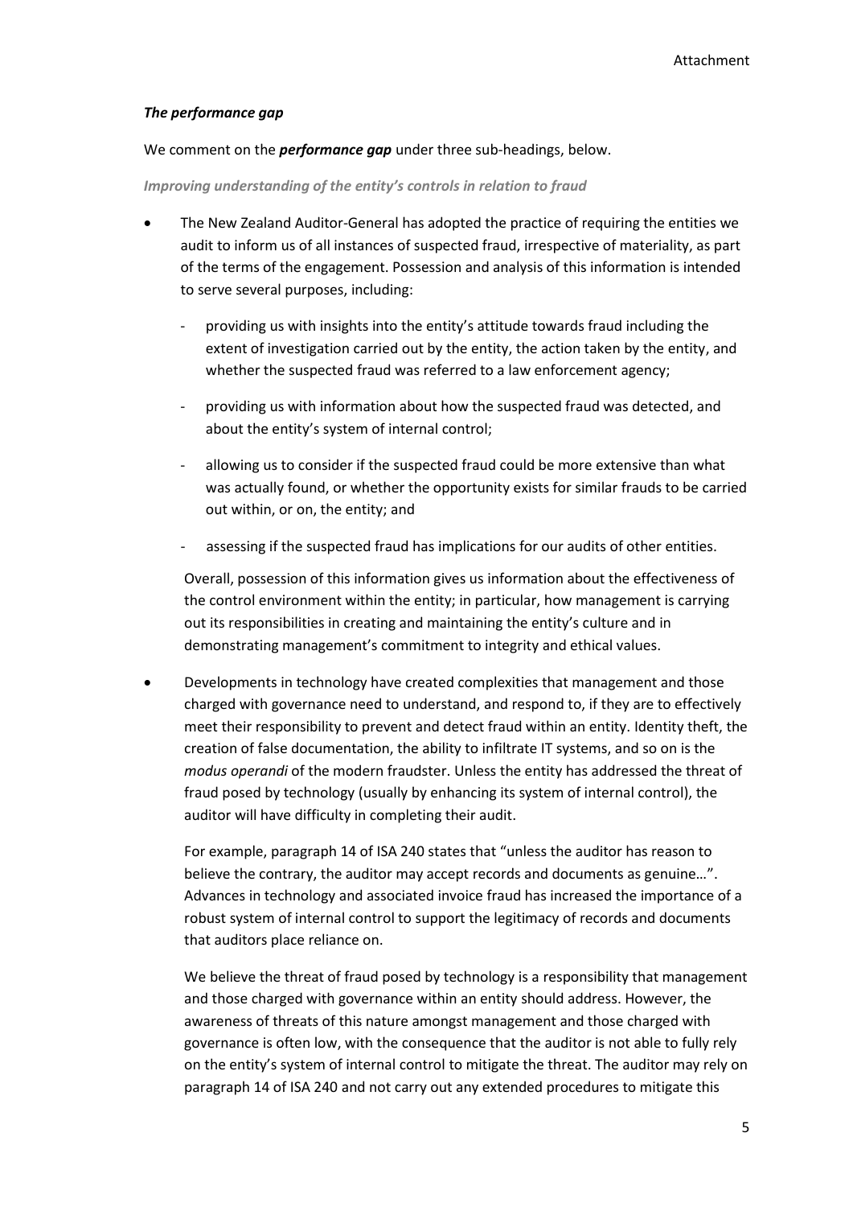### *The performance gap*

We comment on the ***performance gap*** under three sub-headings, below.

#### *Improving understanding of the entity's controls in relation to fraud*

- The New Zealand Auditor-General has adopted the practice of requiring the entities we audit to inform us of all instances of suspected fraud, irrespective of materiality, as part of the terms of the engagement. Possession and analysis of this information is intended to serve several purposes, including:

  - providing us with insights into the entity's attitude towards fraud including the extent of investigation carried out by the entity, the action taken by the entity, and whether the suspected fraud was referred to a law enforcement agency;
  - providing us with information about how the suspected fraud was detected, and about the entity's system of internal control;
  - allowing us to consider if the suspected fraud could be more extensive than what was actually found, or whether the opportunity exists for similar frauds to be carried out within, or on, the entity; and
  - assessing if the suspected fraud has implications for our audits of other entities.

  Overall, possession of this information gives us information about the effectiveness of the control environment within the entity; in particular, how management is carrying out its responsibilities in creating and maintaining the entity's culture and in demonstrating management's commitment to integrity and ethical values.

- Developments in technology have created complexities that management and those charged with governance need to understand, and respond to, if they are to effectively meet their responsibility to prevent and detect fraud within an entity. Identity theft, the creation of false documentation, the ability to infiltrate IT systems, and so on is the *modus operandi* of the modern fraudster. Unless the entity has addressed the threat of fraud posed by technology (usually by enhancing its system of internal control), the auditor will have difficulty in completing their audit.

  For example, paragraph 14 of ISA 240 states that "unless the auditor has reason to believe the contrary, the auditor may accept records and documents as genuine…". Advances in technology and associated invoice fraud has increased the importance of a robust system of internal control to support the legitimacy of records and documents that auditors place reliance on.

  We believe the threat of fraud posed by technology is a responsibility that management and those charged with governance within an entity should address. However, the awareness of threats of this nature amongst management and those charged with governance is often low, with the consequence that the auditor is not able to fully rely on the entity's system of internal control to mitigate the threat. The auditor may rely on paragraph 14 of ISA 240 and not carry out any extended procedures to mitigate this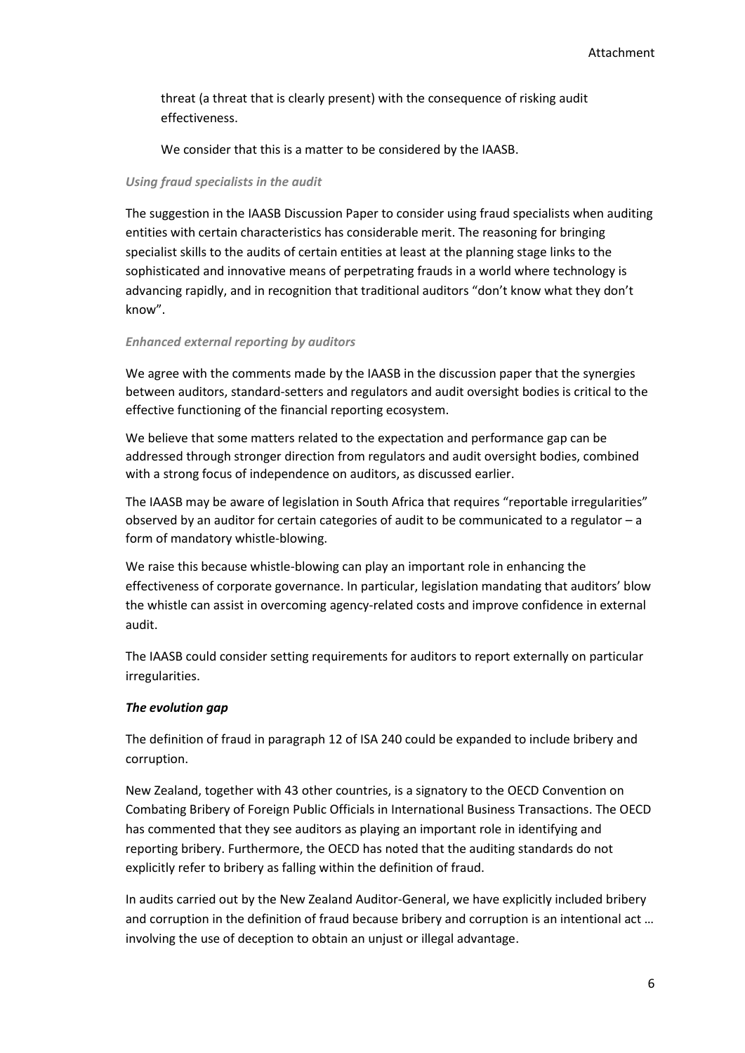threat (a threat that is clearly present) with the consequence of risking audit effectiveness.

We consider that this is a matter to be considered by the IAASB.

### *Using fraud specialists in the audit*

The suggestion in the IAASB Discussion Paper to consider using fraud specialists when auditing entities with certain characteristics has considerable merit. The reasoning for bringing specialist skills to the audits of certain entities at least at the planning stage links to the sophisticated and innovative means of perpetrating frauds in a world where technology is advancing rapidly, and in recognition that traditional auditors "don't know what they don't know".

### *Enhanced external reporting by auditors*

We agree with the comments made by the IAASB in the discussion paper that the synergies between auditors, standard-setters and regulators and audit oversight bodies is critical to the effective functioning of the financial reporting ecosystem.

We believe that some matters related to the expectation and performance gap can be addressed through stronger direction from regulators and audit oversight bodies, combined with a strong focus of independence on auditors, as discussed earlier.

The IAASB may be aware of legislation in South Africa that requires "reportable irregularities" observed by an auditor for certain categories of audit to be communicated to a regulator – a form of mandatory whistle-blowing.

We raise this because whistle-blowing can play an important role in enhancing the effectiveness of corporate governance. In particular, legislation mandating that auditors' blow the whistle can assist in overcoming agency-related costs and improve confidence in external audit.

The IAASB could consider setting requirements for auditors to report externally on particular irregularities.

### ***The evolution gap***

The definition of fraud in paragraph 12 of ISA 240 could be expanded to include bribery and corruption.

New Zealand, together with 43 other countries, is a signatory to the OECD Convention on Combating Bribery of Foreign Public Officials in International Business Transactions. The OECD has commented that they see auditors as playing an important role in identifying and reporting bribery. Furthermore, the OECD has noted that the auditing standards do not explicitly refer to bribery as falling within the definition of fraud.

In audits carried out by the New Zealand Auditor-General, we have explicitly included bribery and corruption in the definition of fraud because bribery and corruption is an intentional act … involving the use of deception to obtain an unjust or illegal advantage.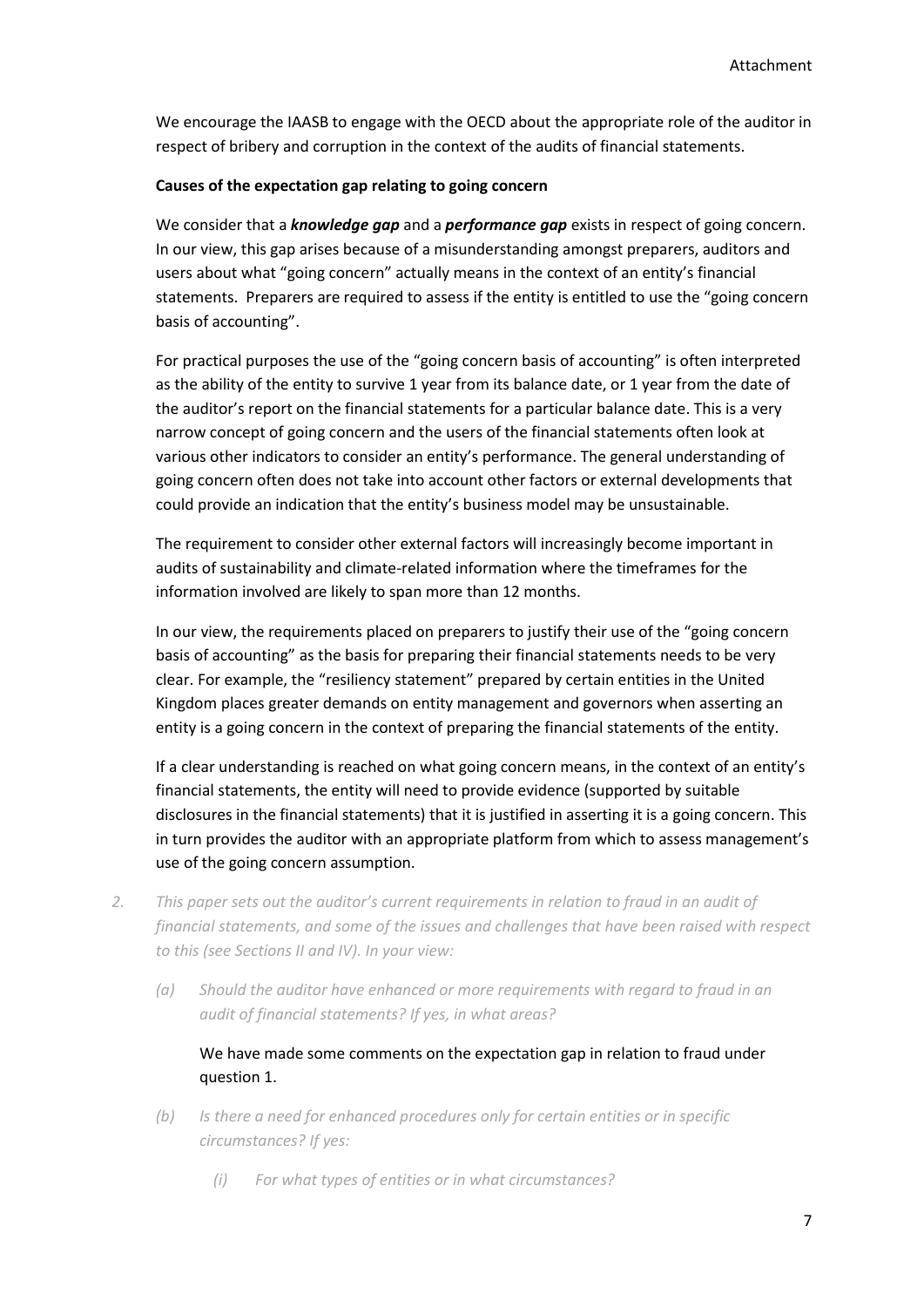We encourage the IAASB to engage with the OECD about the appropriate role of the auditor in respect of bribery and corruption in the context of the audits of financial statements.

**Causes of the expectation gap relating to going concern**

We consider that a ***knowledge gap*** and a ***performance gap*** exists in respect of going concern. In our view, this gap arises because of a misunderstanding amongst preparers, auditors and users about what "going concern" actually means in the context of an entity's financial statements. Preparers are required to assess if the entity is entitled to use the "going concern basis of accounting".

For practical purposes the use of the "going concern basis of accounting" is often interpreted as the ability of the entity to survive 1 year from its balance date, or 1 year from the date of the auditor's report on the financial statements for a particular balance date. This is a very narrow concept of going concern and the users of the financial statements often look at various other indicators to consider an entity's performance. The general understanding of going concern often does not take into account other factors or external developments that could provide an indication that the entity's business model may be unsustainable.

The requirement to consider other external factors will increasingly become important in audits of sustainability and climate-related information where the timeframes for the information involved are likely to span more than 12 months.

In our view, the requirements placed on preparers to justify their use of the "going concern basis of accounting" as the basis for preparing their financial statements needs to be very clear. For example, the "resiliency statement" prepared by certain entities in the United Kingdom places greater demands on entity management and governors when asserting an entity is a going concern in the context of preparing the financial statements of the entity.

If a clear understanding is reached on what going concern means, in the context of an entity's financial statements, the entity will need to provide evidence (supported by suitable disclosures in the financial statements) that it is justified in asserting it is a going concern. This in turn provides the auditor with an appropriate platform from which to assess management's use of the going concern assumption.

2. *This paper sets out the auditor's current requirements in relation to fraud in an audit of financial statements, and some of the issues and challenges that have been raised with respect to this (see Sections II and IV). In your view:*

   (a) *Should the auditor have enhanced or more requirements with regard to fraud in an audit of financial statements? If yes, in what areas?*

   We have made some comments on the expectation gap in relation to fraud under question 1.

   (b) *Is there a need for enhanced procedures only for certain entities or in specific circumstances? If yes:*

      (i) *For what types of entities or in what circumstances?*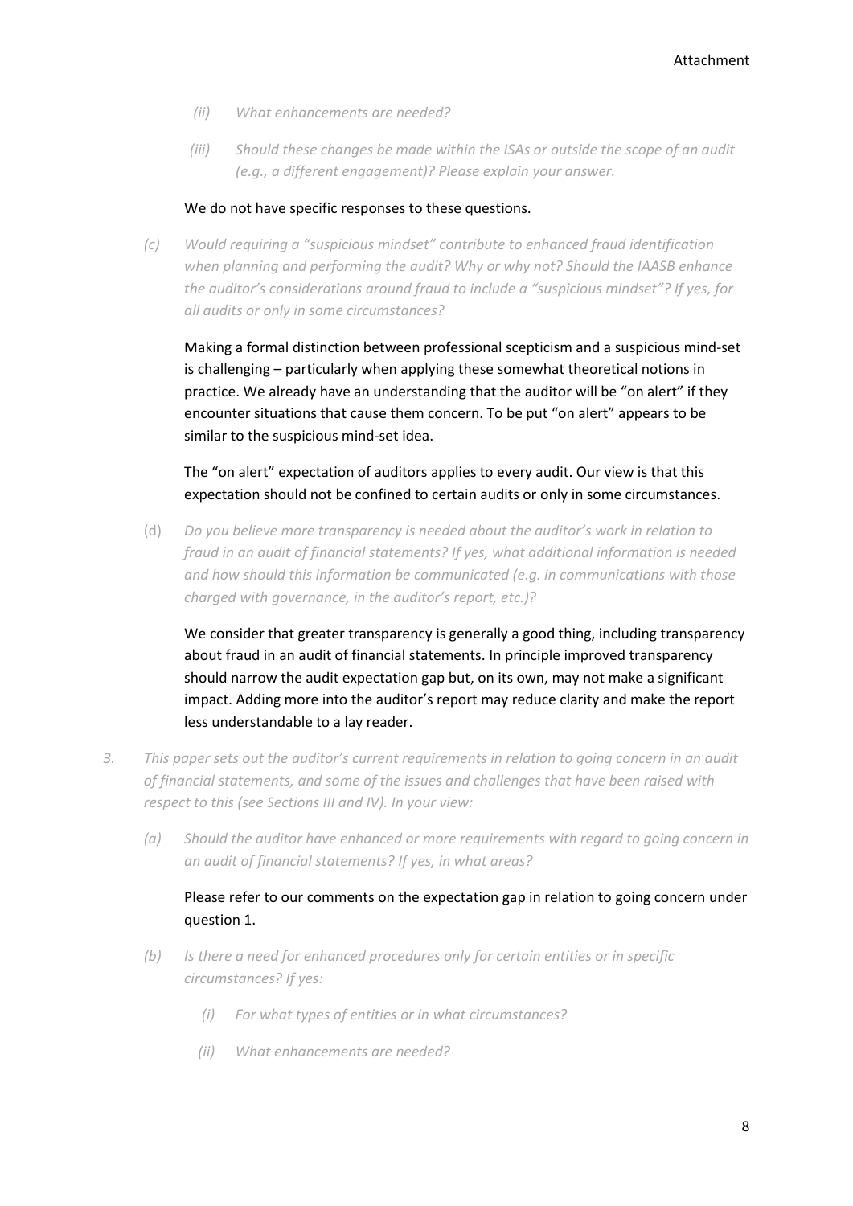*(ii) What enhancements are needed?*

*(iii) Should these changes be made within the ISAs or outside the scope of an audit (e.g., a different engagement)? Please explain your answer.*

We do not have specific responses to these questions.

*(c) Would requiring a "suspicious mindset" contribute to enhanced fraud identification when planning and performing the audit? Why or why not? Should the IAASB enhance the auditor's considerations around fraud to include a "suspicious mindset"? If yes, for all audits or only in some circumstances?*

Making a formal distinction between professional scepticism and a suspicious mind-set is challenging – particularly when applying these somewhat theoretical notions in practice. We already have an understanding that the auditor will be "on alert" if they encounter situations that cause them concern. To be put "on alert" appears to be similar to the suspicious mind-set idea.

The "on alert" expectation of auditors applies to every audit. Our view is that this expectation should not be confined to certain audits or only in some circumstances.

(d) *Do you believe more transparency is needed about the auditor's work in relation to fraud in an audit of financial statements? If yes, what additional information is needed and how should this information be communicated (e.g. in communications with those charged with governance, in the auditor's report, etc.)?*

We consider that greater transparency is generally a good thing, including transparency about fraud in an audit of financial statements. In principle improved transparency should narrow the audit expectation gap but, on its own, may not make a significant impact. Adding more into the auditor's report may reduce clarity and make the report less understandable to a lay reader.

*3. This paper sets out the auditor's current requirements in relation to going concern in an audit of financial statements, and some of the issues and challenges that have been raised with respect to this (see Sections III and IV). In your view:*

*(a) Should the auditor have enhanced or more requirements with regard to going concern in an audit of financial statements? If yes, in what areas?*

Please refer to our comments on the expectation gap in relation to going concern under question 1.

*(b) Is there a need for enhanced procedures only for certain entities or in specific circumstances? If yes:*

*(i) For what types of entities or in what circumstances?*

*(ii) What enhancements are needed?*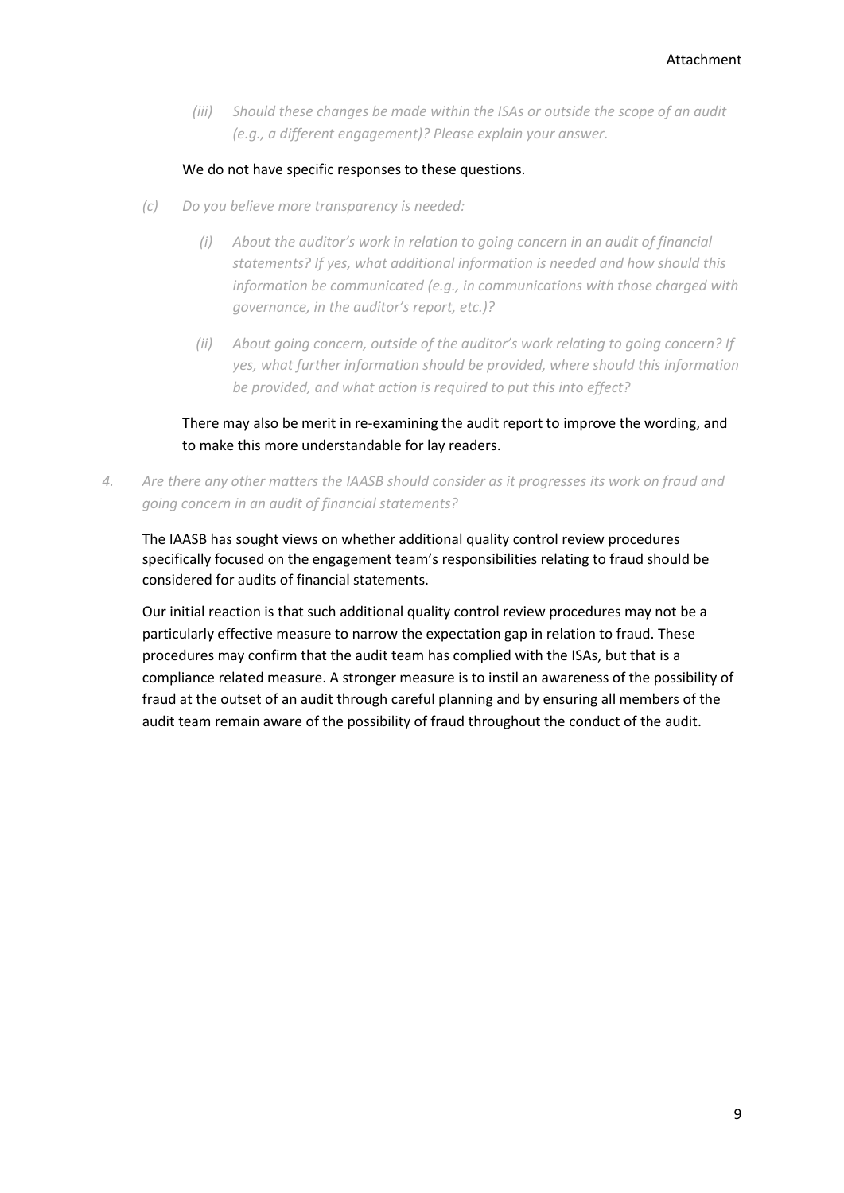*(iii) Should these changes be made within the ISAs or outside the scope of an audit (e.g., a different engagement)? Please explain your answer.*

We do not have specific responses to these questions.

*(c) Do you believe more transparency is needed:*

*(i) About the auditor's work in relation to going concern in an audit of financial statements? If yes, what additional information is needed and how should this information be communicated (e.g., in communications with those charged with governance, in the auditor's report, etc.)?*

*(ii) About going concern, outside of the auditor's work relating to going concern? If yes, what further information should be provided, where should this information be provided, and what action is required to put this into effect?*

There may also be merit in re-examining the audit report to improve the wording, and to make this more understandable for lay readers.

*4. Are there any other matters the IAASB should consider as it progresses its work on fraud and going concern in an audit of financial statements?*

The IAASB has sought views on whether additional quality control review procedures specifically focused on the engagement team's responsibilities relating to fraud should be considered for audits of financial statements.

Our initial reaction is that such additional quality control review procedures may not be a particularly effective measure to narrow the expectation gap in relation to fraud. These procedures may confirm that the audit team has complied with the ISAs, but that is a compliance related measure. A stronger measure is to instil an awareness of the possibility of fraud at the outset of an audit through careful planning and by ensuring all members of the audit team remain aware of the possibility of fraud throughout the conduct of the audit.